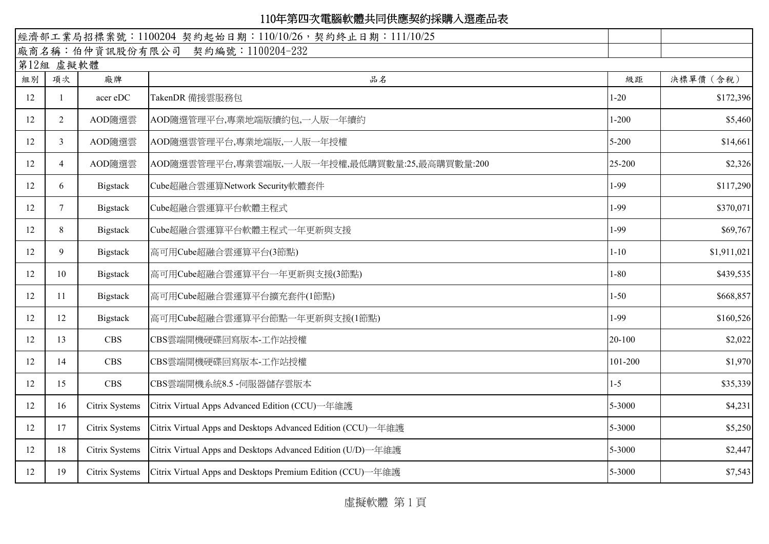# 110年第四次電腦軟體共同供應契約採購入選產品表

經濟部工業局招標案號：1100204 契約起始日期：110/10/26，契約終止日期：111/10/25

廠商名稱：伯仲資訊股份有限公司　契約編號：1100204-232

第12組 虛擬軟體

| 組別 | 項次 | 廠牌 | 品名 | 級距 | 決標單價（含稅） |
|---|---|---|---|---|---|
| 12 | 1 | acer eDC | TakenDR 備援雲服務包 | 1-20 | $172,396 |
| 12 | 2 | AOD隨選雲 | AOD隨選管理平台,專業地端版續約包,一人版一年續約 | 1-200 | $5,460 |
| 12 | 3 | AOD隨選雲 | AOD隨選雲管理平台,專業地端版,一人版一年授權 | 5-200 | $14,661 |
| 12 | 4 | AOD隨選雲 | AOD隨選雲管理平台,專業雲端版,一人版一年授權,最低購買數量:25,最高購買數量:200 | 25-200 | $2,326 |
| 12 | 6 | Bigstack | Cube超融合雲運算Network Security軟體套件 | 1-99 | $117,290 |
| 12 | 7 | Bigstack | Cube超融合雲運算平台軟體主程式 | 1-99 | $370,071 |
| 12 | 8 | Bigstack | Cube超融合雲運算平台軟體主程式一年更新與支援 | 1-99 | $69,767 |
| 12 | 9 | Bigstack | 高可用Cube超融合雲運算平台(3節點) | 1-10 | $1,911,021 |
| 12 | 10 | Bigstack | 高可用Cube超融合雲運算平台一年更新與支援(3節點) | 1-80 | $439,535 |
| 12 | 11 | Bigstack | 高可用Cube超融合雲運算平台擴充套件(1節點) | 1-50 | $668,857 |
| 12 | 12 | Bigstack | 高可用Cube超融合雲運算平台節點一年更新與支援(1節點) | 1-99 | $160,526 |
| 12 | 13 | CBS | CBS雲端開機硬碟回寫版本-工作站授權 | 20-100 | $2,022 |
| 12 | 14 | CBS | CBS雲端開機硬碟回寫版本-工作站授權 | 101-200 | $1,970 |
| 12 | 15 | CBS | CBS雲端開機系統8.5 -伺服器儲存雲版本 | 1-5 | $35,339 |
| 12 | 16 | Citrix Systems | Citrix Virtual Apps Advanced Edition (CCU)一年維護 | 5-3000 | $4,231 |
| 12 | 17 | Citrix Systems | Citrix Virtual Apps and Desktops Advanced Edition (CCU)一年維護 | 5-3000 | $5,250 |
| 12 | 18 | Citrix Systems | Citrix Virtual Apps and Desktops Advanced Edition (U/D)一年維護 | 5-3000 | $2,447 |
| 12 | 19 | Citrix Systems | Citrix Virtual Apps and Desktops Premium Edition (CCU)一年維護 | 5-3000 | $7,543 |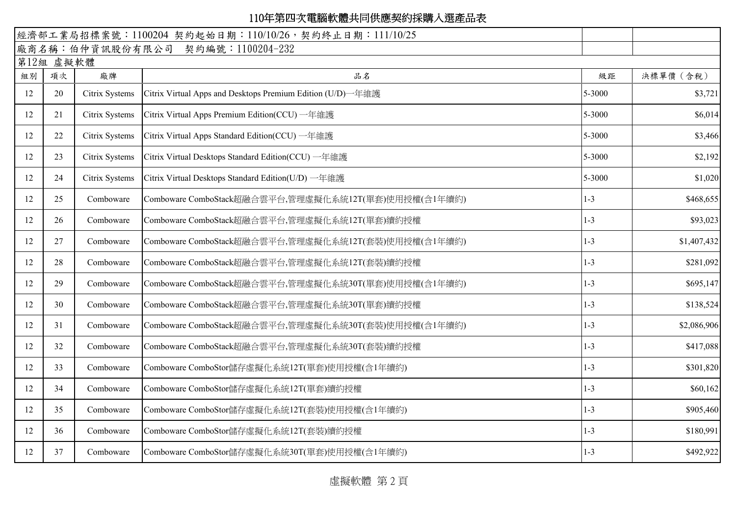# 110年第四次電腦軟體共同供應契約採購入選產品表

經濟部工業局招標案號：1100204 契約起始日期：110/10/26，契約終止日期：111/10/25

廠商名稱：伯仲資訊股份有限公司　契約編號：1100204-232

第12組 虛擬軟體

| 組別 | 項次 | 廠牌 | 品名 | 級距 | 決標單價（含稅） |
|---|---|---|---|---|---|
| 12 | 20 | Citrix Systems | Citrix Virtual Apps and Desktops Premium Edition (U/D)一年維護 | 5-3000 | $3,721 |
| 12 | 21 | Citrix Systems | Citrix Virtual Apps Premium Edition(CCU) 一年維護 | 5-3000 | $6,014 |
| 12 | 22 | Citrix Systems | Citrix Virtual Apps Standard Edition(CCU) 一年維護 | 5-3000 | $3,466 |
| 12 | 23 | Citrix Systems | Citrix Virtual Desktops Standard Edition(CCU) 一年維護 | 5-3000 | $2,192 |
| 12 | 24 | Citrix Systems | Citrix Virtual Desktops Standard Edition(U/D) 一年維護 | 5-3000 | $1,020 |
| 12 | 25 | Comboware | Comboware ComboStack超融合雲平台,管理虛擬化系統12T(單套)使用授權(含1年續約) | 1-3 | $468,655 |
| 12 | 26 | Comboware | Comboware ComboStack超融合雲平台,管理虛擬化系統12T(單套)續約授權 | 1-3 | $93,023 |
| 12 | 27 | Comboware | Comboware ComboStack超融合雲平台,管理虛擬化系統12T(套裝)使用授權(含1年續約) | 1-3 | $1,407,432 |
| 12 | 28 | Comboware | Comboware ComboStack超融合雲平台,管理虛擬化系統12T(套裝)續約授權 | 1-3 | $281,092 |
| 12 | 29 | Comboware | Comboware ComboStack超融合雲平台,管理虛擬化系統30T(單套)使用授權(含1年續約) | 1-3 | $695,147 |
| 12 | 30 | Comboware | Comboware ComboStack超融合雲平台,管理虛擬化系統30T(單套)續約授權 | 1-3 | $138,524 |
| 12 | 31 | Comboware | Comboware ComboStack超融合雲平台,管理虛擬化系統30T(套裝)使用授權(含1年續約) | 1-3 | $2,086,906 |
| 12 | 32 | Comboware | Comboware ComboStack超融合雲平台,管理虛擬化系統30T(套裝)續約授權 | 1-3 | $417,088 |
| 12 | 33 | Comboware | Comboware ComboStor儲存虛擬化系統12T(單套)使用授權(含1年續約) | 1-3 | $301,820 |
| 12 | 34 | Comboware | Comboware ComboStor儲存虛擬化系統12T(單套)續約授權 | 1-3 | $60,162 |
| 12 | 35 | Comboware | Comboware ComboStor儲存虛擬化系統12T(套裝)使用授權(含1年續約) | 1-3 | $905,460 |
| 12 | 36 | Comboware | Comboware ComboStor儲存虛擬化系統12T(套裝)續約授權 | 1-3 | $180,991 |
| 12 | 37 | Comboware | Comboware ComboStor儲存虛擬化系統30T(單套)使用授權(含1年續約) | 1-3 | $492,922 |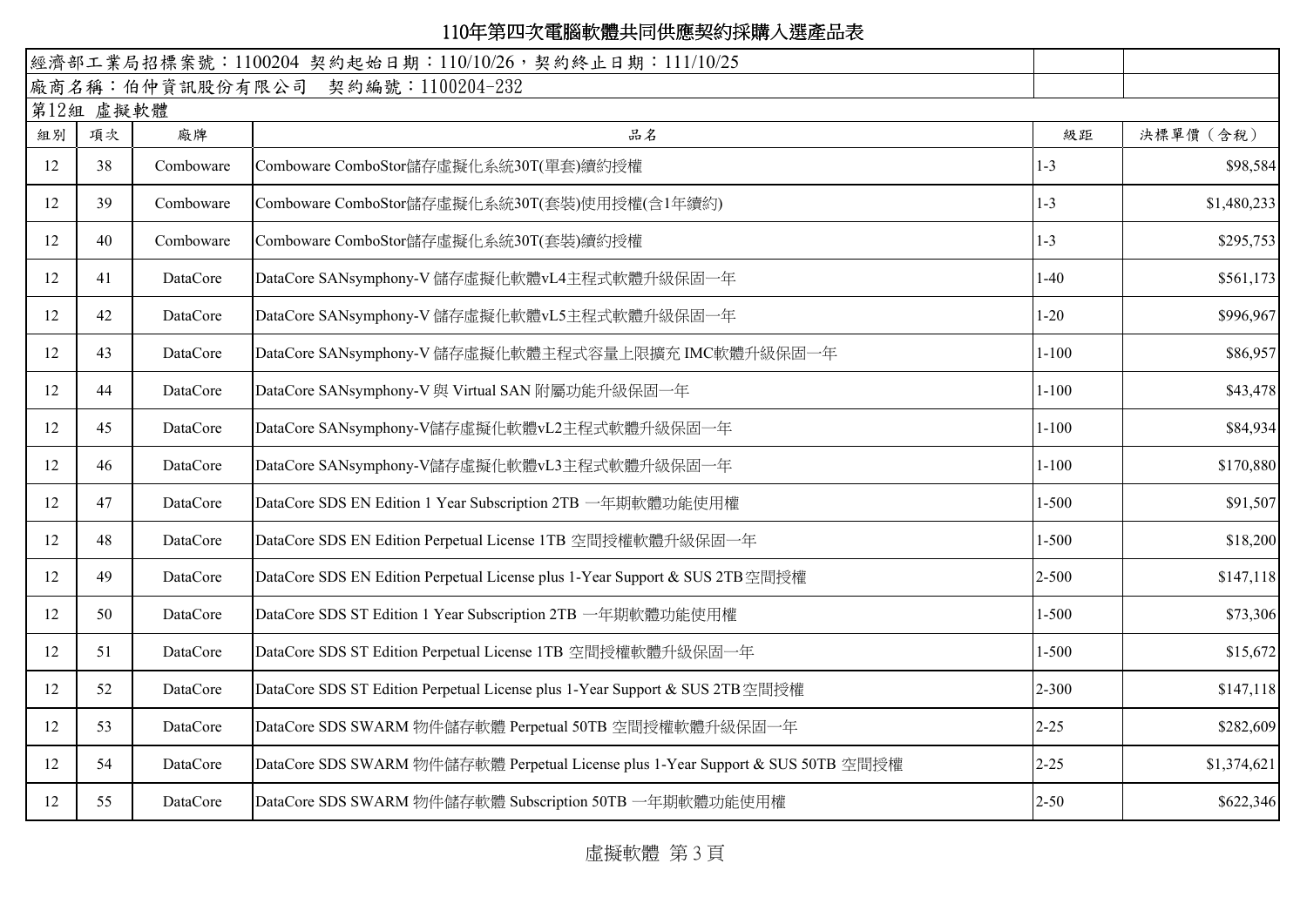# 110年第四次電腦軟體共同供應契約採購入選產品表

經濟部工業局招標案號：1100204 契約起始日期：110/10/26，契約終止日期：111/10/25

廠商名稱：伯仲資訊股份有限公司 契約編號：1100204-232

第12組 虛擬軟體

| 組別 | 項次 | 廠牌 | 品名 | 級距 | 決標單價（含稅） |
|---|---|---|---|---|---|
| 12 | 38 | Comboware | Comboware ComboStor儲存虛擬化系統30T(單套)續約授權 | 1-3 | $98,584 |
| 12 | 39 | Comboware | Comboware ComboStor儲存虛擬化系統30T(套裝)使用授權(含1年續約) | 1-3 | $1,480,233 |
| 12 | 40 | Comboware | Comboware ComboStor儲存虛擬化系統30T(套裝)續約授權 | 1-3 | $295,753 |
| 12 | 41 | DataCore | DataCore SANsymphony-V 儲存虛擬化軟體vL4主程式軟體升級保固一年 | 1-40 | $561,173 |
| 12 | 42 | DataCore | DataCore SANsymphony-V 儲存虛擬化軟體vL5主程式軟體升級保固一年 | 1-20 | $996,967 |
| 12 | 43 | DataCore | DataCore SANsymphony-V 儲存虛擬化軟體主程式容量上限擴充 IMC軟體升級保固一年 | 1-100 | $86,957 |
| 12 | 44 | DataCore | DataCore SANsymphony-V 與 Virtual SAN 附屬功能升級保固一年 | 1-100 | $43,478 |
| 12 | 45 | DataCore | DataCore SANsymphony-V儲存虛擬化軟體vL2主程式軟體升級保固一年 | 1-100 | $84,934 |
| 12 | 46 | DataCore | DataCore SANsymphony-V儲存虛擬化軟體vL3主程式軟體升級保固一年 | 1-100 | $170,880 |
| 12 | 47 | DataCore | DataCore SDS EN Edition 1 Year Subscription 2TB 一年期軟體功能使用權 | 1-500 | $91,507 |
| 12 | 48 | DataCore | DataCore SDS EN Edition Perpetual License 1TB 空間授權軟體升級保固一年 | 1-500 | $18,200 |
| 12 | 49 | DataCore | DataCore SDS EN Edition Perpetual License plus 1-Year Support & SUS 2TB空間授權 | 2-500 | $147,118 |
| 12 | 50 | DataCore | DataCore SDS ST Edition 1 Year Subscription 2TB 一年期軟體功能使用權 | 1-500 | $73,306 |
| 12 | 51 | DataCore | DataCore SDS ST Edition Perpetual License 1TB 空間授權軟體升級保固一年 | 1-500 | $15,672 |
| 12 | 52 | DataCore | DataCore SDS ST Edition Perpetual License plus 1-Year Support & SUS 2TB空間授權 | 2-300 | $147,118 |
| 12 | 53 | DataCore | DataCore SDS SWARM 物件儲存軟體 Perpetual 50TB 空間授權軟體升級保固一年 | 2-25 | $282,609 |
| 12 | 54 | DataCore | DataCore SDS SWARM 物件儲存軟體 Perpetual License plus 1-Year Support & SUS 50TB 空間授權 | 2-25 | $1,374,621 |
| 12 | 55 | DataCore | DataCore SDS SWARM 物件儲存軟體 Subscription 50TB 一年期軟體功能使用權 | 2-50 | $622,346 |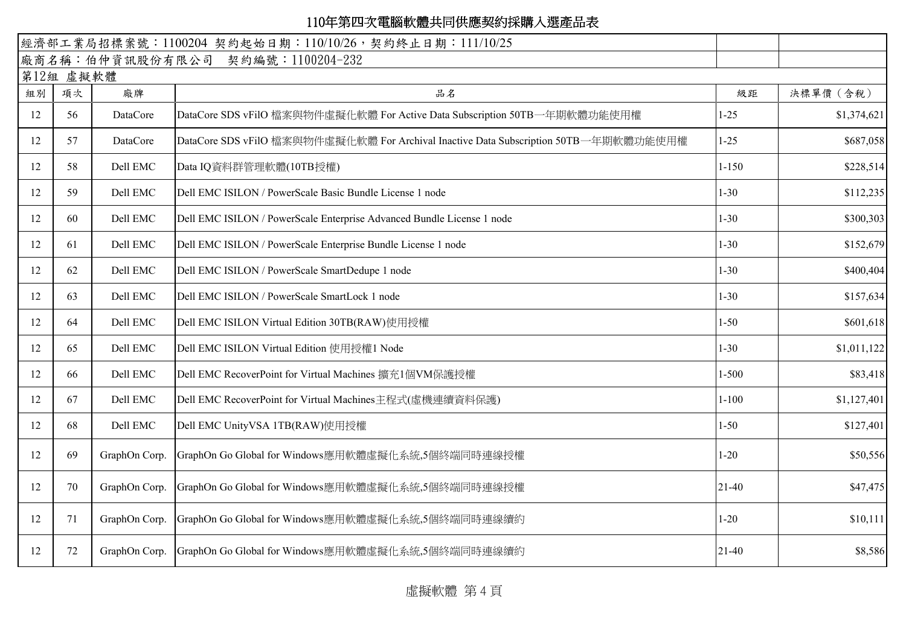# 110年第四次電腦軟體共同供應契約採購入選產品表

經濟部工業局招標案號：1100204 契約起始日期：110/10/26，契約終止日期：111/10/25

廠商名稱：伯仲資訊股份有限公司 契約編號：1100204-232

第12組 虛擬軟體

| 組別 | 項次 | 廠牌 | 品名 | 級距 | 決標單價（含稅） |
|---|---|---|---|---|---|
| 12 | 56 | DataCore | DataCore SDS vFilO 檔案與物件虛擬化軟體 For Active Data Subscription 50TB一年期軟體功能使用權 | 1-25 | $1,374,621 |
| 12 | 57 | DataCore | DataCore SDS vFilO 檔案與物件虛擬化軟體 For Archival Inactive Data Subscription 50TB一年期軟體功能使用權 | 1-25 | $687,058 |
| 12 | 58 | Dell EMC | Data IQ資料群管理軟體(10TB授權) | 1-150 | $228,514 |
| 12 | 59 | Dell EMC | Dell EMC ISILON / PowerScale Basic Bundle License 1 node | 1-30 | $112,235 |
| 12 | 60 | Dell EMC | Dell EMC ISILON / PowerScale Enterprise Advanced Bundle License 1 node | 1-30 | $300,303 |
| 12 | 61 | Dell EMC | Dell EMC ISILON / PowerScale Enterprise Bundle License 1 node | 1-30 | $152,679 |
| 12 | 62 | Dell EMC | Dell EMC ISILON / PowerScale SmartDedupe 1 node | 1-30 | $400,404 |
| 12 | 63 | Dell EMC | Dell EMC ISILON / PowerScale SmartLock 1 node | 1-30 | $157,634 |
| 12 | 64 | Dell EMC | Dell EMC ISILON Virtual Edition 30TB(RAW)使用授權 | 1-50 | $601,618 |
| 12 | 65 | Dell EMC | Dell EMC ISILON Virtual Edition 使用授權1 Node | 1-30 | $1,011,122 |
| 12 | 66 | Dell EMC | Dell EMC RecoverPoint for Virtual Machines 擴充1個VM保護授權 | 1-500 | $83,418 |
| 12 | 67 | Dell EMC | Dell EMC RecoverPoint for Virtual Machines主程式(虛機連續資料保護) | 1-100 | $1,127,401 |
| 12 | 68 | Dell EMC | Dell EMC UnityVSA 1TB(RAW)使用授權 | 1-50 | $127,401 |
| 12 | 69 | GraphOn Corp. | GraphOn Go Global for Windows應用軟體虛擬化系統,5個終端同時連線授權 | 1-20 | $50,556 |
| 12 | 70 | GraphOn Corp. | GraphOn Go Global for Windows應用軟體虛擬化系統,5個終端同時連線授權 | 21-40 | $47,475 |
| 12 | 71 | GraphOn Corp. | GraphOn Go Global for Windows應用軟體虛擬化系統,5個終端同時連線續約 | 1-20 | $10,111 |
| 12 | 72 | GraphOn Corp. | GraphOn Go Global for Windows應用軟體虛擬化系統,5個終端同時連線續約 | 21-40 | $8,586 |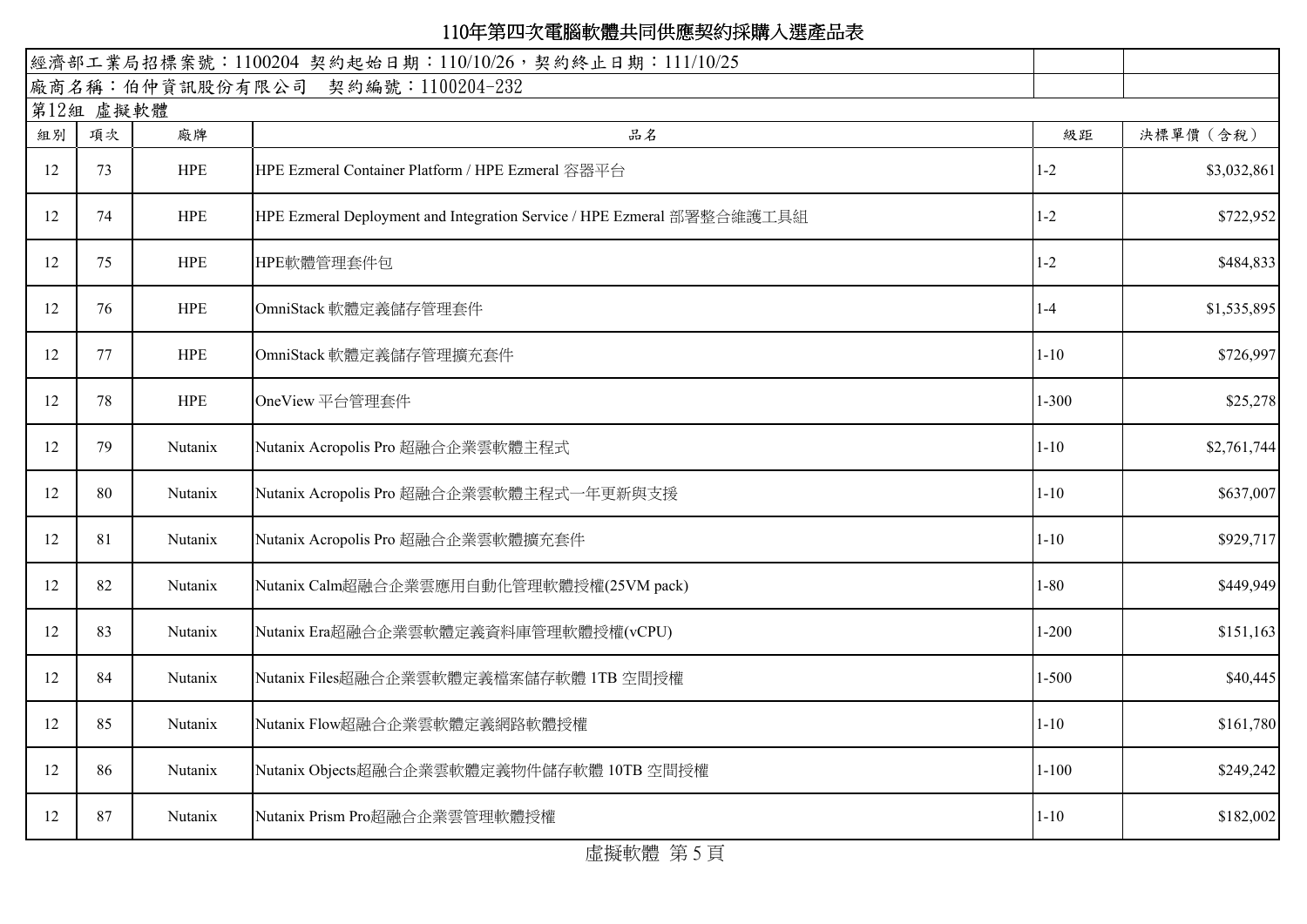# 110年第四次電腦軟體共同供應契約採購入選產品表

| 經濟部工業局招標案號：1100204 契約起始日期：110/10/26，契約終止日期：111/10/25 | | | | | |
|---|---|---|---|---|---|
| 廠商名稱：伯仲資訊股份有限公司　契約編號：1100204-232 | | | | | |
| 第12組 虛擬軟體 | | | | | |
| 組別 | 項次 | 廠牌 | 品名 | 級距 | 決標單價（含稅） |
| 12 | 73 | HPE | HPE Ezmeral Container Platform / HPE Ezmeral 容器平台 | 1-2 | $3,032,861 |
| 12 | 74 | HPE | HPE Ezmeral Deployment and Integration Service / HPE Ezmeral 部署整合維護工具組 | 1-2 | $722,952 |
| 12 | 75 | HPE | HPE軟體管理套件包 | 1-2 | $484,833 |
| 12 | 76 | HPE | OmniStack 軟體定義儲存管理套件 | 1-4 | $1,535,895 |
| 12 | 77 | HPE | OmniStack 軟體定義儲存管理擴充套件 | 1-10 | $726,997 |
| 12 | 78 | HPE | OneView 平台管理套件 | 1-300 | $25,278 |
| 12 | 79 | Nutanix | Nutanix Acropolis Pro 超融合企業雲軟體主程式 | 1-10 | $2,761,744 |
| 12 | 80 | Nutanix | Nutanix Acropolis Pro 超融合企業雲軟體主程式一年更新與支援 | 1-10 | $637,007 |
| 12 | 81 | Nutanix | Nutanix Acropolis Pro 超融合企業雲軟體擴充套件 | 1-10 | $929,717 |
| 12 | 82 | Nutanix | Nutanix Calm超融合企業雲應用自動化管理軟體授權(25VM pack) | 1-80 | $449,949 |
| 12 | 83 | Nutanix | Nutanix Era超融合企業雲軟體定義資料庫管理軟體授權(vCPU) | 1-200 | $151,163 |
| 12 | 84 | Nutanix | Nutanix Files超融合企業雲軟體定義檔案儲存軟體 1TB 空間授權 | 1-500 | $40,445 |
| 12 | 85 | Nutanix | Nutanix Flow超融合企業雲軟體定義網路軟體授權 | 1-10 | $161,780 |
| 12 | 86 | Nutanix | Nutanix Objects超融合企業雲軟體定義物件儲存軟體 10TB 空間授權 | 1-100 | $249,242 |
| 12 | 87 | Nutanix | Nutanix Prism Pro超融合企業雲管理軟體授權 | 1-10 | $182,002 |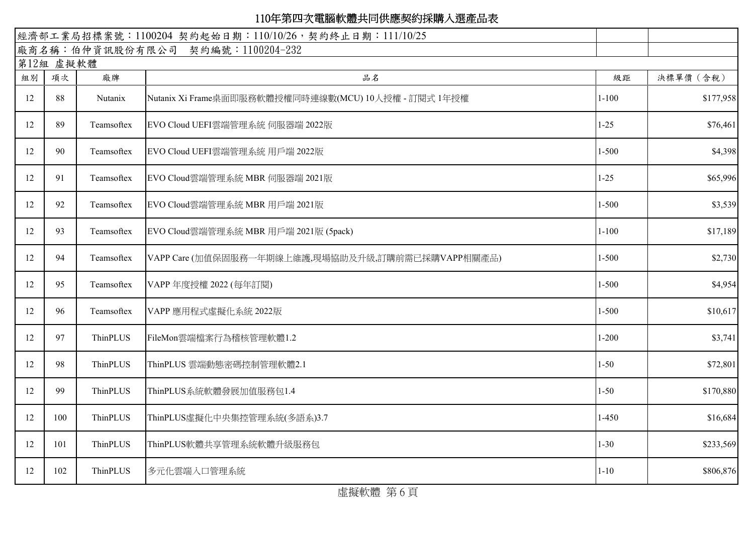# 110年第四次電腦軟體共同供應契約採購入選產品表

經濟部工業局招標案號：1100204 契約起始日期：110/10/26，契約終止日期：111/10/25

廠商名稱：伯仲資訊股份有限公司 契約編號：1100204-232

第12組 虛擬軟體

| 組別 | 項次 | 廠牌 | 品名 | 級距 | 決標單價（含稅） |
|---|---|---|---|---|---|
| 12 | 88 | Nutanix | Nutanix Xi Frame桌面即服務軟體授權同時連線數(MCU) 10人授權 - 訂閱式 1年授權 | 1-100 | $177,958 |
| 12 | 89 | Teamsoftex | EVO Cloud UEFI雲端管理系統 伺服器端 2022版 | 1-25 | $76,461 |
| 12 | 90 | Teamsoftex | EVO Cloud UEFI雲端管理系統 用戶端 2022版 | 1-500 | $4,398 |
| 12 | 91 | Teamsoftex | EVO Cloud雲端管理系統 MBR 伺服器端 2021版 | 1-25 | $65,996 |
| 12 | 92 | Teamsoftex | EVO Cloud雲端管理系統 MBR 用戶端 2021版 | 1-500 | $3,539 |
| 12 | 93 | Teamsoftex | EVO Cloud雲端管理系統 MBR 用戶端 2021版 (5pack) | 1-100 | $17,189 |
| 12 | 94 | Teamsoftex | VAPP Care (加值保固服務一年期線上維護,現場協助及升級,訂購前需已採購VAPP相關產品) | 1-500 | $2,730 |
| 12 | 95 | Teamsoftex | VAPP 年度授權 2022 (每年訂閱) | 1-500 | $4,954 |
| 12 | 96 | Teamsoftex | VAPP 應用程式虛擬化系統 2022版 | 1-500 | $10,617 |
| 12 | 97 | ThinPLUS | FileMon雲端檔案行為稽核管理軟體1.2 | 1-200 | $3,741 |
| 12 | 98 | ThinPLUS | ThinPLUS 雲端動態密碼控制管理軟體2.1 | 1-50 | $72,801 |
| 12 | 99 | ThinPLUS | ThinPLUS系統軟體發展加值服務包1.4 | 1-50 | $170,880 |
| 12 | 100 | ThinPLUS | ThinPLUS虛擬化中央集控管理系統(多語系)3.7 | 1-450 | $16,684 |
| 12 | 101 | ThinPLUS | ThinPLUS軟體共享管理系統軟體升級服務包 | 1-30 | $233,569 |
| 12 | 102 | ThinPLUS | 多元化雲端入口管理系統 | 1-10 | $806,876 |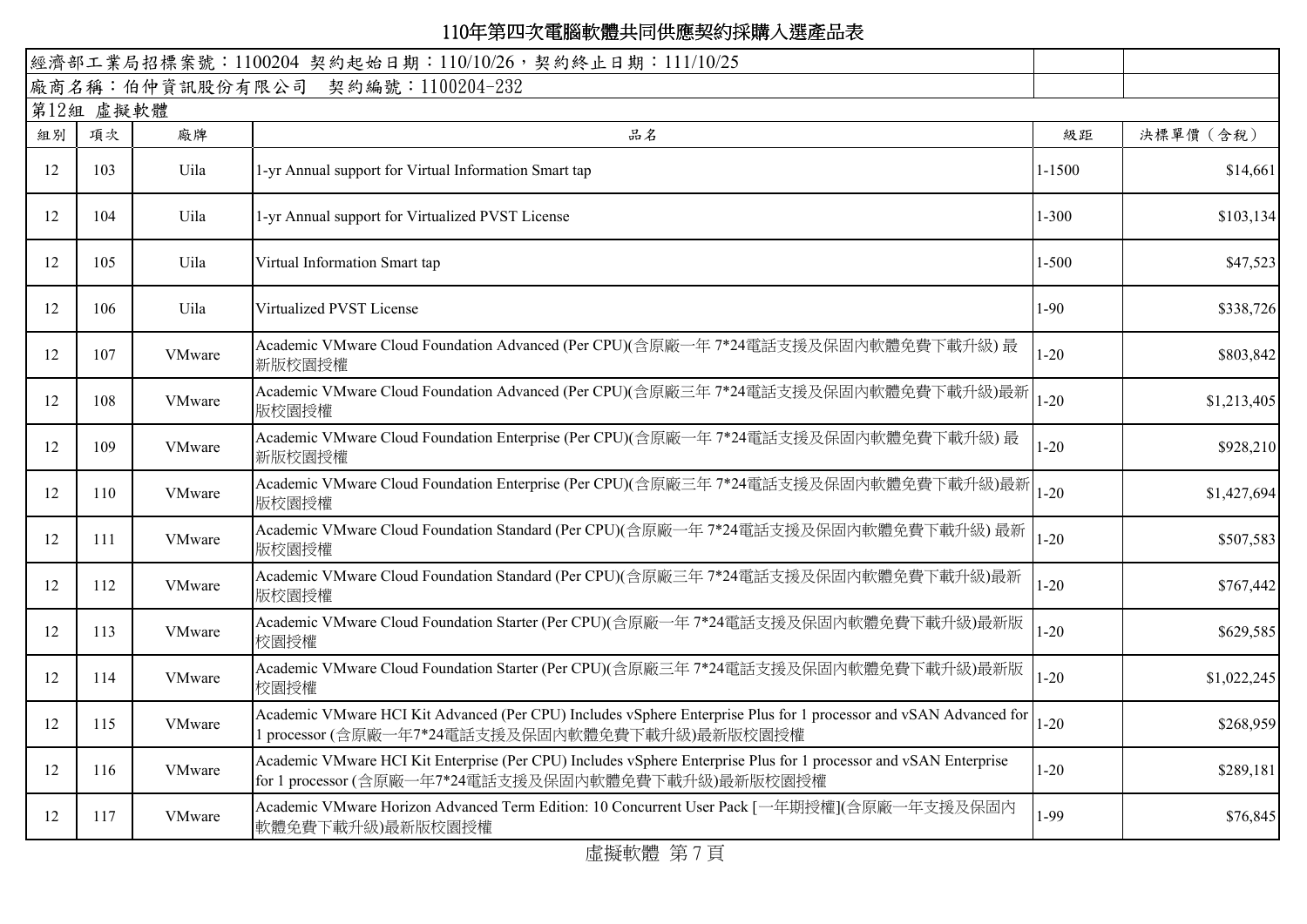# 110年第四次電腦軟體共同供應契約採購入選產品表

| 經濟部工業局招標案號：1100204 契約起始日期：110/10/26，契約終止日期：111/10/25 | | | | | |
|---|---|---|---|---|---|
| 廠商名稱：伯仲資訊股份有限公司　契約編號：1100204-232 | | | | | |
| 第12組 虛擬軟體 | | | | | |
| 組別 | 項次 | 廠牌 | 品名 | 級距 | 決標單價（含稅） |
| 12 | 103 | Uila | 1-yr Annual support for Virtual Information Smart tap | 1-1500 | $14,661 |
| 12 | 104 | Uila | 1-yr Annual support for Virtualized PVST License | 1-300 | $103,134 |
| 12 | 105 | Uila | Virtual Information Smart tap | 1-500 | $47,523 |
| 12 | 106 | Uila | Virtualized PVST License | 1-90 | $338,726 |
| 12 | 107 | VMware | Academic VMware Cloud Foundation Advanced (Per CPU)(含原廠一年 7*24電話支援及保固內軟體免費下載升級) 最新版校園授權 | 1-20 | $803,842 |
| 12 | 108 | VMware | Academic VMware Cloud Foundation Advanced (Per CPU)(含原廠三年 7*24電話支援及保固內軟體免費下載升級)最新版校園授權 | 1-20 | $1,213,405 |
| 12 | 109 | VMware | Academic VMware Cloud Foundation Enterprise (Per CPU)(含原廠一年 7*24電話支援及保固內軟體免費下載升級) 最新版校園授權 | 1-20 | $928,210 |
| 12 | 110 | VMware | Academic VMware Cloud Foundation Enterprise (Per CPU)(含原廠三年 7*24電話支援及保固內軟體免費下載升級)最新版校園授權 | 1-20 | $1,427,694 |
| 12 | 111 | VMware | Academic VMware Cloud Foundation Standard (Per CPU)(含原廠一年 7*24電話支援及保固內軟體免費下載升級) 最新版校園授權 | 1-20 | $507,583 |
| 12 | 112 | VMware | Academic VMware Cloud Foundation Standard (Per CPU)(含原廠三年 7*24電話支援及保固內軟體免費下載升級)最新版校園授權 | 1-20 | $767,442 |
| 12 | 113 | VMware | Academic VMware Cloud Foundation Starter (Per CPU)(含原廠一年 7*24電話支援及保固內軟體免費下載升級)最新版校園授權 | 1-20 | $629,585 |
| 12 | 114 | VMware | Academic VMware Cloud Foundation Starter (Per CPU)(含原廠三年 7*24電話支援及保固內軟體免費下載升級)最新版校園授權 | 1-20 | $1,022,245 |
| 12 | 115 | VMware | Academic VMware HCI Kit Advanced (Per CPU) Includes vSphere Enterprise Plus for 1 processor and vSAN Advanced for 1 processor (含原廠一年7*24電話支援及保固內軟體免費下載升級)最新版校園授權 | 1-20 | $268,959 |
| 12 | 116 | VMware | Academic VMware HCI Kit Enterprise (Per CPU) Includes vSphere Enterprise Plus for 1 processor and vSAN Enterprise for 1 processor (含原廠一年7*24電話支援及保固內軟體免費下載升級)最新版校園授權 | 1-20 | $289,181 |
| 12 | 117 | VMware | Academic VMware Horizon Advanced Term Edition: 10 Concurrent User Pack [一年期授權](含原廠一年支援及保固內軟體免費下載升級)最新版校園授權 | 1-99 | $76,845 |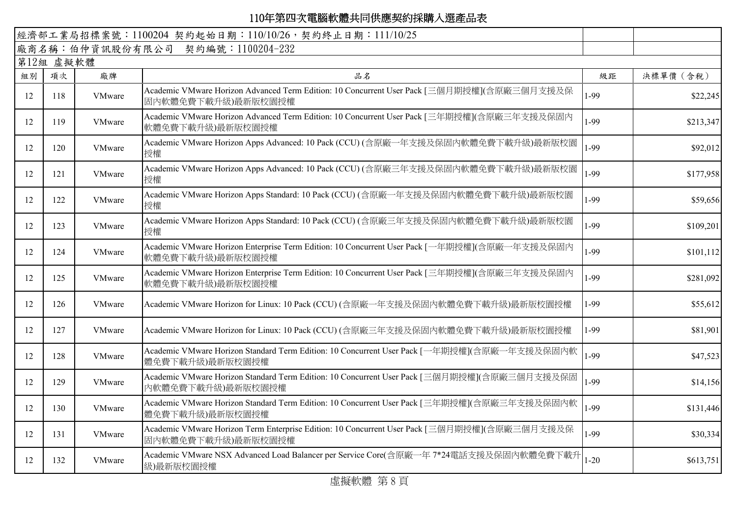# 110年第四次電腦軟體共同供應契約採購入選產品表

經濟部工業局招標案號：1100204 契約起始日期：110/10/26，契約終止日期：111/10/25

廠商名稱：伯仲資訊股份有限公司 契約編號：1100204-232

第12組 虛擬軟體

| 組別 | 項次 | 廠牌 | 品名 | 級距 | 決標單價（含稅） |
|---|---|---|---|---|---|
| 12 | 118 | VMware | Academic VMware Horizon Advanced Term Edition: 10 Concurrent User Pack [三個月期授權](含原廠三個月支援及保固內軟體免費下載升級)最新版校園授權 | 1-99 | $22,245 |
| 12 | 119 | VMware | Academic VMware Horizon Advanced Term Edition: 10 Concurrent User Pack [三年期授權](含原廠三年支援及保固內軟體免費下載升級)最新版校園授權 | 1-99 | $213,347 |
| 12 | 120 | VMware | Academic VMware Horizon Apps Advanced: 10 Pack (CCU) (含原廠一年支援及保固內軟體免費下載升級)最新版校園授權 | 1-99 | $92,012 |
| 12 | 121 | VMware | Academic VMware Horizon Apps Advanced: 10 Pack (CCU) (含原廠三年支援及保固內軟體免費下載升級)最新版校園授權 | 1-99 | $177,958 |
| 12 | 122 | VMware | Academic VMware Horizon Apps Standard: 10 Pack (CCU) (含原廠一年支援及保固內軟體免費下載升級)最新版校園授權 | 1-99 | $59,656 |
| 12 | 123 | VMware | Academic VMware Horizon Apps Standard: 10 Pack (CCU) (含原廠三年支援及保固內軟體免費下載升級)最新版校園授權 | 1-99 | $109,201 |
| 12 | 124 | VMware | Academic VMware Horizon Enterprise Term Edition: 10 Concurrent User Pack [一年期授權](含原廠一年支援及保固內軟體免費下載升級)最新版校園授權 | 1-99 | $101,112 |
| 12 | 125 | VMware | Academic VMware Horizon Enterprise Term Edition: 10 Concurrent User Pack [三年期授權](含原廠三年支援及保固內軟體免費下載升級)最新版校園授權 | 1-99 | $281,092 |
| 12 | 126 | VMware | Academic VMware Horizon for Linux: 10 Pack (CCU) (含原廠一年支援及保固內軟體免費下載升級)最新版校園授權 | 1-99 | $55,612 |
| 12 | 127 | VMware | Academic VMware Horizon for Linux: 10 Pack (CCU) (含原廠三年支援及保固內軟體免費下載升級)最新版校園授權 | 1-99 | $81,901 |
| 12 | 128 | VMware | Academic VMware Horizon Standard Term Edition: 10 Concurrent User Pack [一年期授權](含原廠一年支援及保固內軟體免費下載升級)最新版校園授權 | 1-99 | $47,523 |
| 12 | 129 | VMware | Academic VMware Horizon Standard Term Edition: 10 Concurrent User Pack [三個月期授權](含原廠三個月支援及保固內軟體免費下載升級)最新版校園授權 | 1-99 | $14,156 |
| 12 | 130 | VMware | Academic VMware Horizon Standard Term Edition: 10 Concurrent User Pack [三年期授權](含原廠三年支援及保固內軟體免費下載升級)最新版校園授權 | 1-99 | $131,446 |
| 12 | 131 | VMware | Academic VMware Horizon Term Enterprise Edition: 10 Concurrent User Pack [三個月期授權](含原廠三個月支援及保固內軟體免費下載升級)最新版校園授權 | 1-99 | $30,334 |
| 12 | 132 | VMware | Academic VMware NSX Advanced Load Balancer per Service Core(含原廠一年 7*24電話支援及保固內軟體免費下載升級)最新版校園授權 | 1-20 | $613,751 |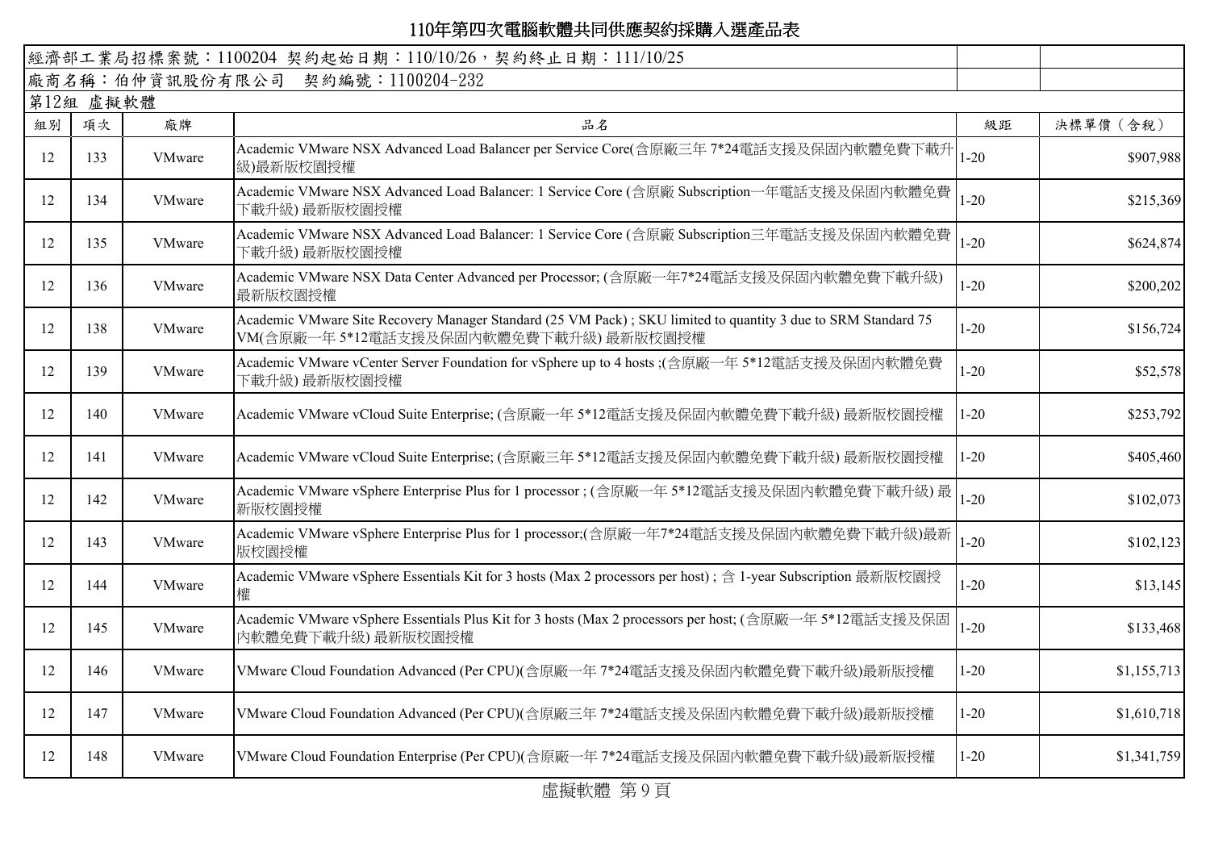# 110年第四次電腦軟體共同供應契約採購入選產品表

| 經濟部工業局招標案號：1100204 契約起始日期：110/10/26，契約終止日期：111/10/25 | | | | | |
|---|---|---|---|---|---|
| 廠商名稱：伯仲資訊股份有限公司 契約編號：1100204-232 | | | | | |
| 第12組 虛擬軟體 | | | | | |
| 組別 | 項次 | 廠牌 | 品名 | 級距 | 決標單價（含稅） |
| 12 | 133 | VMware | Academic VMware NSX Advanced Load Balancer per Service Core(含原廠三年 7*24電話支援及保固內軟體免費下載升級)最新版校園授權 | 1-20 | $907,988 |
| 12 | 134 | VMware | Academic VMware NSX Advanced Load Balancer: 1 Service Core (含原廠 Subscription一年電話支援及保固內軟體免費下載升級) 最新版校園授權 | 1-20 | $215,369 |
| 12 | 135 | VMware | Academic VMware NSX Advanced Load Balancer: 1 Service Core (含原廠 Subscription三年電話支援及保固內軟體免費下載升級) 最新版校園授權 | 1-20 | $624,874 |
| 12 | 136 | VMware | Academic VMware NSX Data Center Advanced per Processor; (含原廠一年7*24電話支援及保固內軟體免費下載升級) 最新版校園授權 | 1-20 | $200,202 |
| 12 | 138 | VMware | Academic VMware Site Recovery Manager Standard (25 VM Pack) ; SKU limited to quantity 3 due to SRM Standard 75 VM(含原廠一年 5*12電話支援及保固內軟體免費下載升級) 最新版校園授權 | 1-20 | $156,724 |
| 12 | 139 | VMware | Academic VMware vCenter Server Foundation for vSphere up to 4 hosts ;(含原廠一年 5*12電話支援及保固內軟體免費下載升級) 最新版校園授權 | 1-20 | $52,578 |
| 12 | 140 | VMware | Academic VMware vCloud Suite Enterprise; (含原廠一年 5*12電話支援及保固內軟體免費下載升級) 最新版校園授權 | 1-20 | $253,792 |
| 12 | 141 | VMware | Academic VMware vCloud Suite Enterprise; (含原廠三年 5*12電話支援及保固內軟體免費下載升級) 最新版校園授權 | 1-20 | $405,460 |
| 12 | 142 | VMware | Academic VMware vSphere Enterprise Plus for 1 processor ; (含原廠一年 5*12電話支援及保固內軟體免費下載升級) 最新版校園授權 | 1-20 | $102,073 |
| 12 | 143 | VMware | Academic VMware vSphere Enterprise Plus for 1 processor;(含原廠一年7*24電話支援及保固內軟體免費下載升級)最新版校園授權 | 1-20 | $102,123 |
| 12 | 144 | VMware | Academic VMware vSphere Essentials Kit for 3 hosts (Max 2 processors per host) ; 含 1-year Subscription 最新版校園授權 | 1-20 | $13,145 |
| 12 | 145 | VMware | Academic VMware vSphere Essentials Plus Kit for 3 hosts (Max 2 processors per host; (含原廠一年 5*12電話支援及保固內軟體免費下載升級) 最新版校園授權 | 1-20 | $133,468 |
| 12 | 146 | VMware | VMware Cloud Foundation Advanced (Per CPU)(含原廠一年 7*24電話支援及保固內軟體免費下載升級)最新版授權 | 1-20 | $1,155,713 |
| 12 | 147 | VMware | VMware Cloud Foundation Advanced (Per CPU)(含原廠三年 7*24電話支援及保固內軟體免費下載升級)最新版授權 | 1-20 | $1,610,718 |
| 12 | 148 | VMware | VMware Cloud Foundation Enterprise (Per CPU)(含原廠一年 7*24電話支援及保固內軟體免費下載升級)最新版授權 | 1-20 | $1,341,759 |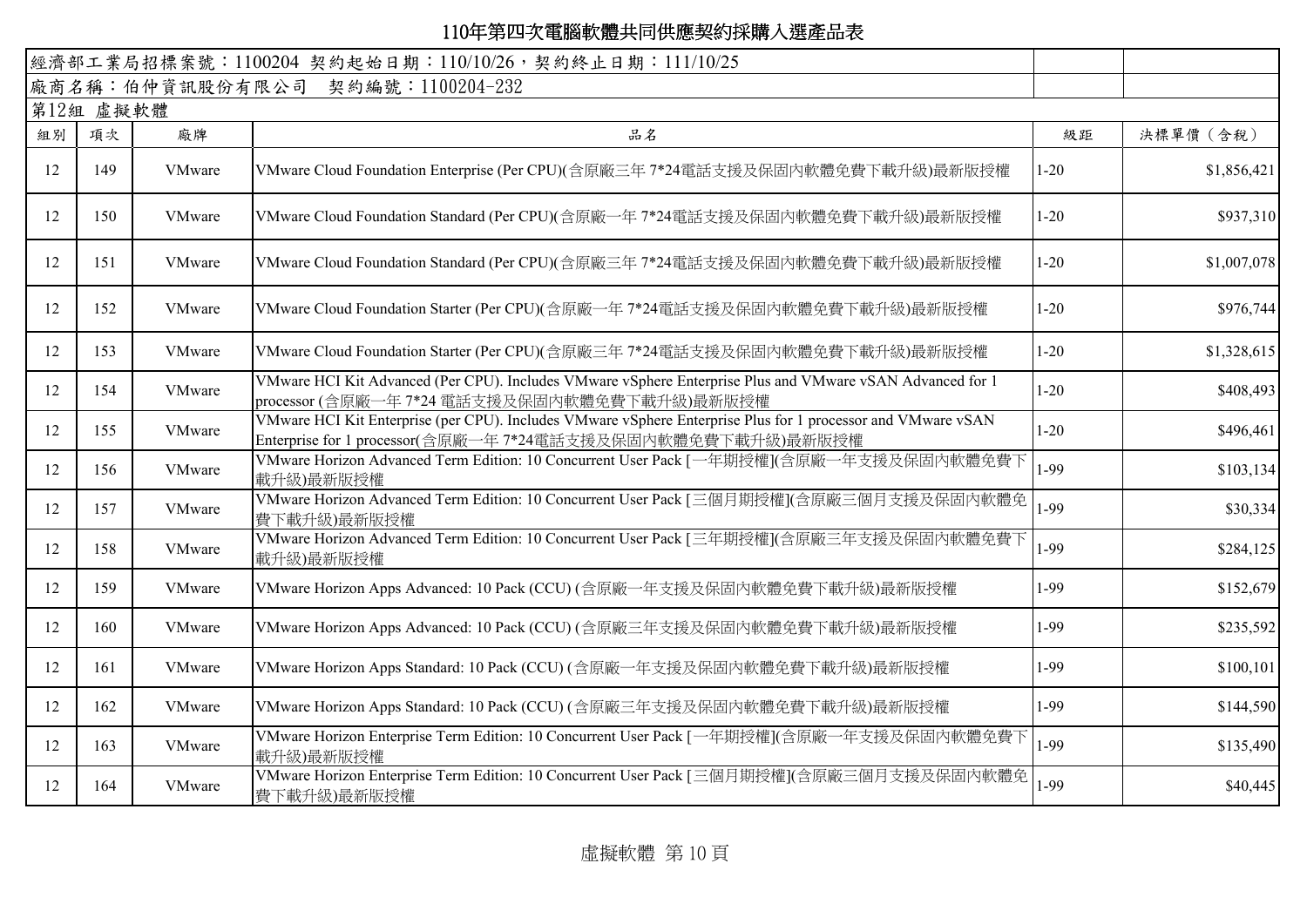# 110年第四次電腦軟體共同供應契約採購入選產品表

經濟部工業局招標案號：1100204 契約起始日期：110/10/26，契約終止日期：111/10/25

廠商名稱：伯仲資訊股份有限公司 契約編號：1100204-232

第12組 虛擬軟體

| 組別 | 項次 | 廠牌 | 品名 | 級距 | 決標單價（含稅） |
|---|---|---|---|---|---|
| 12 | 149 | VMware | VMware Cloud Foundation Enterprise (Per CPU)(含原廠三年 7*24電話支援及保固內軟體免費下載升級)最新版授權 | 1-20 | $1,856,421 |
| 12 | 150 | VMware | VMware Cloud Foundation Standard (Per CPU)(含原廠一年 7*24電話支援及保固內軟體免費下載升級)最新版授權 | 1-20 | $937,310 |
| 12 | 151 | VMware | VMware Cloud Foundation Standard (Per CPU)(含原廠三年 7*24電話支援及保固內軟體免費下載升級)最新版授權 | 1-20 | $1,007,078 |
| 12 | 152 | VMware | VMware Cloud Foundation Starter (Per CPU)(含原廠一年 7*24電話支援及保固內軟體免費下載升級)最新版授權 | 1-20 | $976,744 |
| 12 | 153 | VMware | VMware Cloud Foundation Starter (Per CPU)(含原廠三年 7*24電話支援及保固內軟體免費下載升級)最新版授權 | 1-20 | $1,328,615 |
| 12 | 154 | VMware | VMware HCI Kit Advanced (Per CPU). Includes VMware vSphere Enterprise Plus and VMware vSAN Advanced for 1 processor (含原廠一年 7*24 電話支援及保固內軟體免費下載升級)最新版授權 | 1-20 | $408,493 |
| 12 | 155 | VMware | VMware HCI Kit Enterprise (per CPU). Includes VMware vSphere Enterprise Plus for 1 processor and VMware vSAN Enterprise for 1 processor(含原廠一年 7*24電話支援及保固內軟體免費下載升級)最新版授權 | 1-20 | $496,461 |
| 12 | 156 | VMware | VMware Horizon Advanced Term Edition: 10 Concurrent User Pack [一年期授權](含原廠一年支援及保固內軟體免費下載升級)最新版授權 | 1-99 | $103,134 |
| 12 | 157 | VMware | VMware Horizon Advanced Term Edition: 10 Concurrent User Pack [三個月期授權](含原廠三個月支援及保固內軟體免費下載升級)最新版授權 | 1-99 | $30,334 |
| 12 | 158 | VMware | VMware Horizon Advanced Term Edition: 10 Concurrent User Pack [三年期授權](含原廠三年支援及保固內軟體免費下載升級)最新版授權 | 1-99 | $284,125 |
| 12 | 159 | VMware | VMware Horizon Apps Advanced: 10 Pack (CCU) (含原廠一年支援及保固內軟體免費下載升級)最新版授權 | 1-99 | $152,679 |
| 12 | 160 | VMware | VMware Horizon Apps Advanced: 10 Pack (CCU) (含原廠三年支援及保固內軟體免費下載升級)最新版授權 | 1-99 | $235,592 |
| 12 | 161 | VMware | VMware Horizon Apps Standard: 10 Pack (CCU) (含原廠一年支援及保固內軟體免費下載升級)最新版授權 | 1-99 | $100,101 |
| 12 | 162 | VMware | VMware Horizon Apps Standard: 10 Pack (CCU) (含原廠三年支援及保固內軟體免費下載升級)最新版授權 | 1-99 | $144,590 |
| 12 | 163 | VMware | VMware Horizon Enterprise Term Edition: 10 Concurrent User Pack [一年期授權](含原廠一年支援及保固內軟體免費下載升級)最新版授權 | 1-99 | $135,490 |
| 12 | 164 | VMware | VMware Horizon Enterprise Term Edition: 10 Concurrent User Pack [三個月期授權](含原廠三個月支援及保固內軟體免費下載升級)最新版授權 | 1-99 | $40,445 |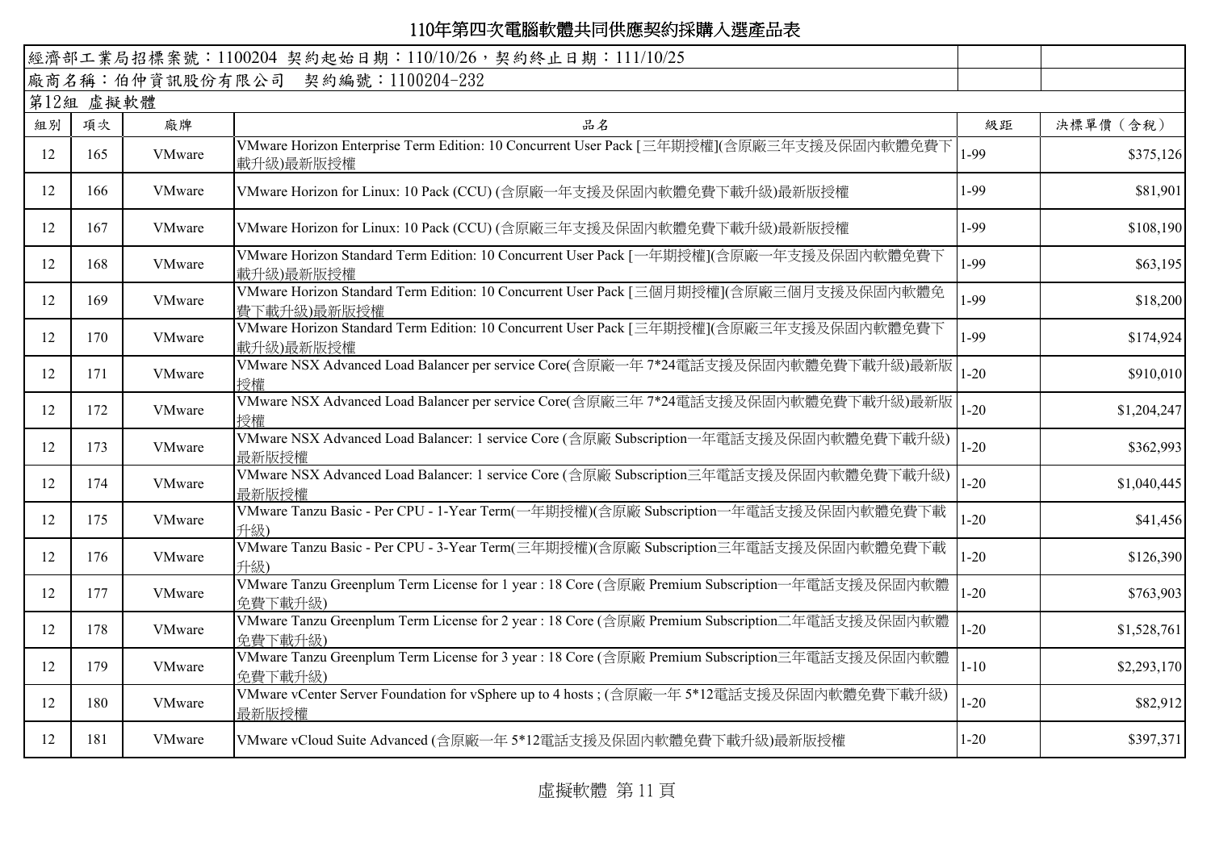# 110年第四次電腦軟體共同供應契約採購入選產品表

經濟部工業局招標案號：1100204 契約起始日期：110/10/26，契約終止日期：111/10/25

廠商名稱：伯仲資訊股份有限公司　契約編號：1100204-232

第12組 虛擬軟體

| 組別 | 項次 | 廠牌 | 品名 | 級距 | 決標單價（含稅） |
|---|---|---|---|---|---|
| 12 | 165 | VMware | VMware Horizon Enterprise Term Edition: 10 Concurrent User Pack [三年期授權](含原廠三年支援及保固內軟體免費下載升級)最新版授權 | 1-99 | $375,126 |
| 12 | 166 | VMware | VMware Horizon for Linux: 10 Pack (CCU) (含原廠一年支援及保固內軟體免費下載升級)最新版授權 | 1-99 | $81,901 |
| 12 | 167 | VMware | VMware Horizon for Linux: 10 Pack (CCU) (含原廠三年支援及保固內軟體免費下載升級)最新版授權 | 1-99 | $108,190 |
| 12 | 168 | VMware | VMware Horizon Standard Term Edition: 10 Concurrent User Pack [一年期授權](含原廠一年支援及保固內軟體免費下載升級)最新版授權 | 1-99 | $63,195 |
| 12 | 169 | VMware | VMware Horizon Standard Term Edition: 10 Concurrent User Pack [三個月期授權](含原廠三個月支援及保固內軟體免費下載升級)最新版授權 | 1-99 | $18,200 |
| 12 | 170 | VMware | VMware Horizon Standard Term Edition: 10 Concurrent User Pack [三年期授權](含原廠三年支援及保固內軟體免費下載升級)最新版授權 | 1-99 | $174,924 |
| 12 | 171 | VMware | VMware NSX Advanced Load Balancer per service Core(含原廠一年 7*24電話支援及保固內軟體免費下載升級)最新版授權 | 1-20 | $910,010 |
| 12 | 172 | VMware | VMware NSX Advanced Load Balancer per service Core(含原廠三年 7*24電話支援及保固內軟體免費下載升級)最新版授權 | 1-20 | $1,204,247 |
| 12 | 173 | VMware | VMware NSX Advanced Load Balancer: 1 service Core (含原廠 Subscription一年電話支援及保固內軟體免費下載升級)最新版授權 | 1-20 | $362,993 |
| 12 | 174 | VMware | VMware NSX Advanced Load Balancer: 1 service Core (含原廠 Subscription三年電話支援及保固內軟體免費下載升級)最新版授權 | 1-20 | $1,040,445 |
| 12 | 175 | VMware | VMware Tanzu Basic - Per CPU - 1-Year Term(一年期授權)(含原廠 Subscription一年電話支援及保固內軟體免費下載升級) | 1-20 | $41,456 |
| 12 | 176 | VMware | VMware Tanzu Basic - Per CPU - 3-Year Term(三年期授權)(含原廠 Subscription三年電話支援及保固內軟體免費下載升級) | 1-20 | $126,390 |
| 12 | 177 | VMware | VMware Tanzu Greenplum Term License for 1 year : 18 Core (含原廠 Premium Subscription一年電話支援及保固內軟體免費下載升級) | 1-20 | $763,903 |
| 12 | 178 | VMware | VMware Tanzu Greenplum Term License for 2 year : 18 Core (含原廠 Premium Subscription二年電話支援及保固內軟體免費下載升級) | 1-20 | $1,528,761 |
| 12 | 179 | VMware | VMware Tanzu Greenplum Term License for 3 year : 18 Core (含原廠 Premium Subscription三年電話支援及保固內軟體免費下載升級) | 1-10 | $2,293,170 |
| 12 | 180 | VMware | VMware vCenter Server Foundation for vSphere up to 4 hosts ; (含原廠一年 5*12電話支援及保固內軟體免費下載升級)最新版授權 | 1-20 | $82,912 |
| 12 | 181 | VMware | VMware vCloud Suite Advanced (含原廠一年 5*12電話支援及保固內軟體免費下載升級)最新版授權 | 1-20 | $397,371 |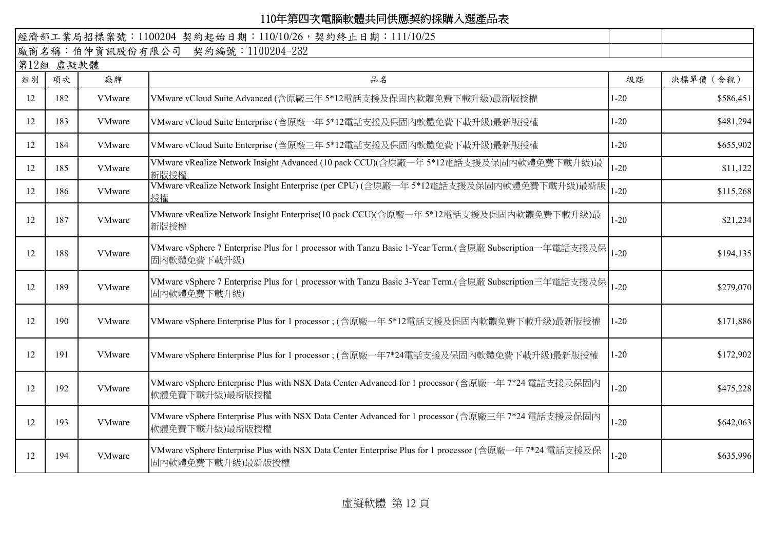# 110年第四次電腦軟體共同供應契約採購入選產品表

| 經濟部工業局招標案號：1100204 契約起始日期：110/10/26，契約終止日期：111/10/25 | | | | | |
|---|---|---|---|---|---|
| 廠商名稱：伯仲資訊股份有限公司　契約編號：1100204-232 | | | | | |
| 第12組 虛擬軟體 | | | | | |
| 組別 | 項次 | 廠牌 | 品名 | 級距 | 決標單價（含稅） |
| 12 | 182 | VMware | VMware vCloud Suite Advanced (含原廠三年 5*12電話支援及保固內軟體免費下載升級)最新版授權 | 1-20 | $586,451 |
| 12 | 183 | VMware | VMware vCloud Suite Enterprise (含原廠一年 5*12電話支援及保固內軟體免費下載升級)最新版授權 | 1-20 | $481,294 |
| 12 | 184 | VMware | VMware vCloud Suite Enterprise (含原廠三年 5*12電話支援及保固內軟體免費下載升級)最新版授權 | 1-20 | $655,902 |
| 12 | 185 | VMware | VMware vRealize Network Insight Advanced (10 pack CCU)(含原廠一年 5*12電話支援及保固內軟體免費下載升級)最新版授權 | 1-20 | $11,122 |
| 12 | 186 | VMware | VMware vRealize Network Insight Enterprise (per CPU) (含原廠一年 5*12電話支援及保固內軟體免費下載升級)最新版授權 | 1-20 | $115,268 |
| 12 | 187 | VMware | VMware vRealize Network Insight Enterprise(10 pack CCU)(含原廠一年 5*12電話支援及保固內軟體免費下載升級)最新版授權 | 1-20 | $21,234 |
| 12 | 188 | VMware | VMware vSphere 7 Enterprise Plus for 1 processor with Tanzu Basic 1-Year Term.(含原廠 Subscription一年電話支援及保固內軟體免費下載升級) | 1-20 | $194,135 |
| 12 | 189 | VMware | VMware vSphere 7 Enterprise Plus for 1 processor with Tanzu Basic 3-Year Term.(含原廠 Subscription三年電話支援及保固內軟體免費下載升級) | 1-20 | $279,070 |
| 12 | 190 | VMware | VMware vSphere Enterprise Plus for 1 processor ; (含原廠一年 5*12電話支援及保固內軟體免費下載升級)最新版授權 | 1-20 | $171,886 |
| 12 | 191 | VMware | VMware vSphere Enterprise Plus for 1 processor ; (含原廠一年7*24電話支援及保固內軟體免費下載升級)最新版授權 | 1-20 | $172,902 |
| 12 | 192 | VMware | VMware vSphere Enterprise Plus with NSX Data Center Advanced for 1 processor (含原廠一年 7*24 電話支援及保固內軟體免費下載升級)最新版授權 | 1-20 | $475,228 |
| 12 | 193 | VMware | VMware vSphere Enterprise Plus with NSX Data Center Advanced for 1 processor (含原廠三年 7*24 電話支援及保固內軟體免費下載升級)最新版授權 | 1-20 | $642,063 |
| 12 | 194 | VMware | VMware vSphere Enterprise Plus with NSX Data Center Enterprise Plus for 1 processor (含原廠一年 7*24 電話支援及保固內軟體免費下載升級)最新版授權 | 1-20 | $635,996 |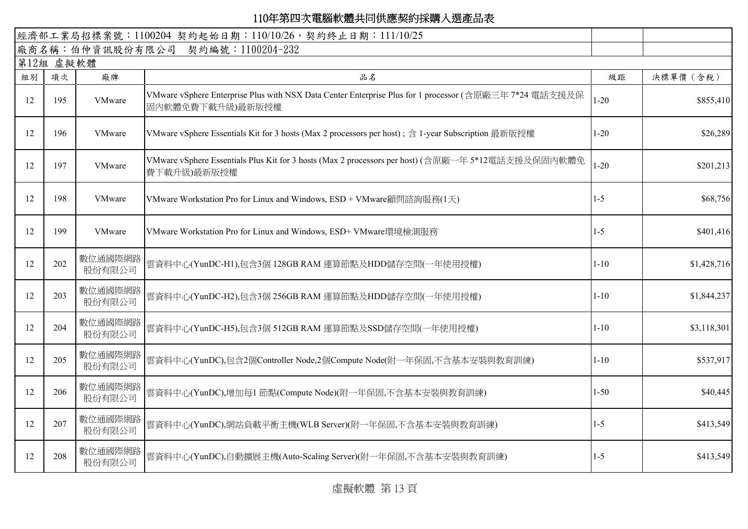# 110年第四次電腦軟體共同供應契約採購入選產品表

| 經濟部工業局招標案號：1100204 契約起始日期：110/10/26，契約終止日期：111/10/25 | | | | | |
|---|---|---|---|---|---|
| 廠商名稱：伯仲資訊股份有限公司　契約編號：1100204-232 | | | | | |
| 第12組 虛擬軟體 | | | | | |
| 組別 | 項次 | 廠牌 | 品名 | 級距 | 決標單價（含稅） |
| 12 | 195 | VMware | VMware vSphere Enterprise Plus with NSX Data Center Enterprise Plus for 1 processor (含原廠三年 7*24 電話支援及保固內軟體免費下載升級)最新版授權 | 1-20 | $855,410 |
| 12 | 196 | VMware | VMware vSphere Essentials Kit for 3 hosts (Max 2 processors per host) ; 含 1-year Subscription 最新版授權 | 1-20 | $26,289 |
| 12 | 197 | VMware | VMware vSphere Essentials Plus Kit for 3 hosts (Max 2 processors per host) (含原廠一年 5*12電話支援及保固內軟體免費下載升級)最新版授權 | 1-20 | $201,213 |
| 12 | 198 | VMware | VMware Workstation Pro for Linux and Windows, ESD + VMware顧問諮詢服務(1天) | 1-5 | $68,756 |
| 12 | 199 | VMware | VMware Workstation Pro for Linux and Windows, ESD+ VMware環境檢測服務 | 1-5 | $401,416 |
| 12 | 202 | 數位通國際網路股份有限公司 | 雲資料中心(YunDC-H1),包含3個 128GB RAM 運算節點及HDD儲存空間(一年使用授權) | 1-10 | $1,428,716 |
| 12 | 203 | 數位通國際網路股份有限公司 | 雲資料中心(YunDC-H2),包含3個 256GB RAM 運算節點及HDD儲存空間(一年使用授權) | 1-10 | $1,844,237 |
| 12 | 204 | 數位通國際網路股份有限公司 | 雲資料中心(YunDC-H5),包含3個 512GB RAM 運算節點及SSD儲存空間(一年使用授權) | 1-10 | $3,118,301 |
| 12 | 205 | 數位通國際網路股份有限公司 | 雲資料中心(YunDC),包含2個Controller Node,2個Compute Node(附一年保固,不含基本安裝與教育訓練) | 1-10 | $537,917 |
| 12 | 206 | 數位通國際網路股份有限公司 | 雲資料中心(YunDC),增加每1 節點(Compute Node)(附一年保固,不含基本安裝與教育訓練) | 1-50 | $40,445 |
| 12 | 207 | 數位通國際網路股份有限公司 | 雲資料中心(YunDC),網站負載平衡主機(WLB Server)(附一年保固,不含基本安裝與教育訓練) | 1-5 | $413,549 |
| 12 | 208 | 數位通國際網路股份有限公司 | 雲資料中心(YunDC),自動擴展主機(Auto-Scaling Server)(附一年保固,不含基本安裝與教育訓練) | 1-5 | $413,549 |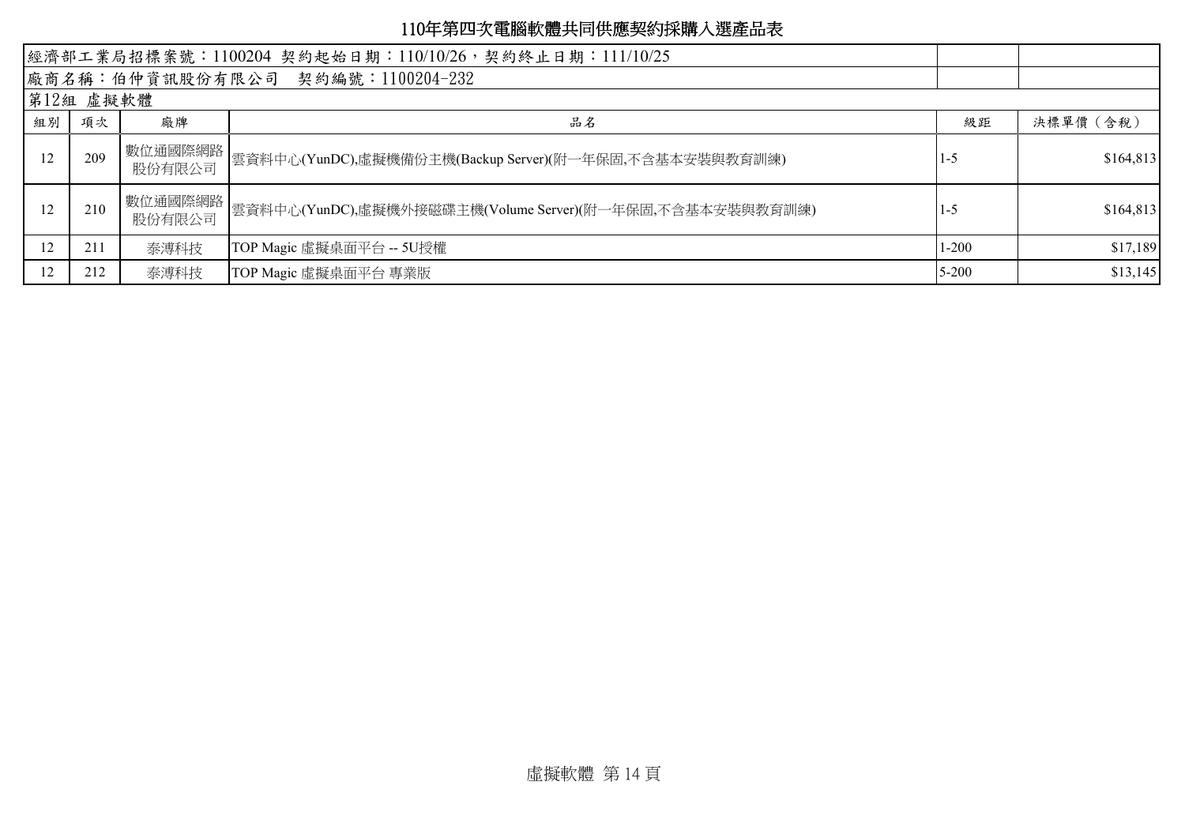# 110年第四次電腦軟體共同供應契約採購入選產品表

| 經濟部工業局招標案號：1100204 契約起始日期：110/10/26，契約終止日期：111/10/25 | | | | | |
|---|---|---|---|---|---|
| 廠商名稱：伯仲資訊股份有限公司　契約編號：1100204-232 | | | | | |
| 第12組 虛擬軟體 | | | | | |
| 組別 | 項次 | 廠牌 | 品名 | 級距 | 決標單價（含稅） |
| 12 | 209 | 數位通國際網路股份有限公司 | 雲資料中心(YunDC),虛擬機備份主機(Backup Server)(附一年保固,不含基本安裝與教育訓練) | 1-5 | $164,813 |
| 12 | 210 | 數位通國際網路股份有限公司 | 雲資料中心(YunDC),虛擬機外接磁碟主機(Volume Server)(附一年保固,不含基本安裝與教育訓練) | 1-5 | $164,813 |
| 12 | 211 | 泰溥科技 | TOP Magic 虛擬桌面平台 -- 5U授權 | 1-200 | $17,189 |
| 12 | 212 | 泰溥科技 | TOP Magic 虛擬桌面平台 專業版 | 5-200 | $13,145 |